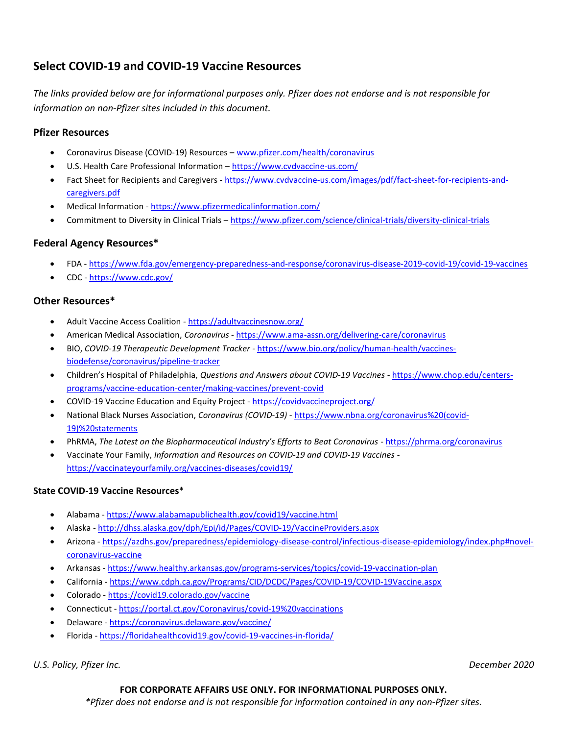# Select COVID-19 and COVID-19 Vaccine Resources

*The links provided below are for informational purposes only. Pfizer does not endorse and is not responsible for information on non-Pfizer sites included in this document.*

## Pfizer Resources

- Coronavirus Disease (COVID-19) Resources – www.pfizer.com/health/coronavirus
- U.S. Health Care Professional Information – https://www.cvdvaccine-us.com/
- Fact Sheet for Recipients and Caregivers - https://www.cvdvaccine-us.com/images/pdf/fact-sheet-for-recipients-and-caregivers.pdf
- Medical Information - https://www.pfizermedicalinformation.com/
- Commitment to Diversity in Clinical Trials – https://www.pfizer.com/science/clinical-trials/diversity-clinical-trials

## Federal Agency Resources*

- FDA - https://www.fda.gov/emergency-preparedness-and-response/coronavirus-disease-2019-covid-19/covid-19-vaccines
- CDC - https://www.cdc.gov/

## Other Resources*

- Adult Vaccine Access Coalition - https://adultvaccinesnow.org/
- American Medical Association, *Coronavirus* - https://www.ama-assn.org/delivering-care/coronavirus
- BIO, *COVID-19 Therapeutic Development Tracker* - https://www.bio.org/policy/human-health/vaccines-biodefense/coronavirus/pipeline-tracker
- Children's Hospital of Philadelphia, *Questions and Answers about COVID-19 Vaccines* - https://www.chop.edu/centers-programs/vaccine-education-center/making-vaccines/prevent-covid
- COVID-19 Vaccine Education and Equity Project - https://covidvaccineproject.org/
- National Black Nurses Association, *Coronavirus (COVID-19)* - https://www.nbna.org/coronavirus%20(covid-19)%20statements
- PhRMA, *The Latest on the Biopharmaceutical Industry's Efforts to Beat Coronavirus* - https://phrma.org/coronavirus
- Vaccinate Your Family, *Information and Resources on COVID-19 and COVID-19 Vaccines* - https://vaccinateyourfamily.org/vaccines-diseases/covid19/

## State COVID-19 Vaccine Resources*

- Alabama - https://www.alabamapublichealth.gov/covid19/vaccine.html
- Alaska - http://dhss.alaska.gov/dph/Epi/id/Pages/COVID-19/VaccineProviders.aspx
- Arizona - https://azdhs.gov/preparedness/epidemiology-disease-control/infectious-disease-epidemiology/index.php#novel-coronavirus-vaccine
- Arkansas - https://www.healthy.arkansas.gov/programs-services/topics/covid-19-vaccination-plan
- California - https://www.cdph.ca.gov/Programs/CID/DCDC/Pages/COVID-19/COVID-19Vaccine.aspx
- Colorado - https://covid19.colorado.gov/vaccine
- Connecticut - https://portal.ct.gov/Coronavirus/covid-19%20vaccinations
- Delaware - https://coronavirus.delaware.gov/vaccine/
- Florida - https://floridahealthcovid19.gov/covid-19-vaccines-in-florida/

*U.S. Policy, Pfizer Inc.* *December 2020*

**FOR CORPORATE AFFAIRS USE ONLY. FOR INFORMATIONAL PURPOSES ONLY.**

**Pfizer does not endorse and is not responsible for information contained in any non-Pfizer sites.*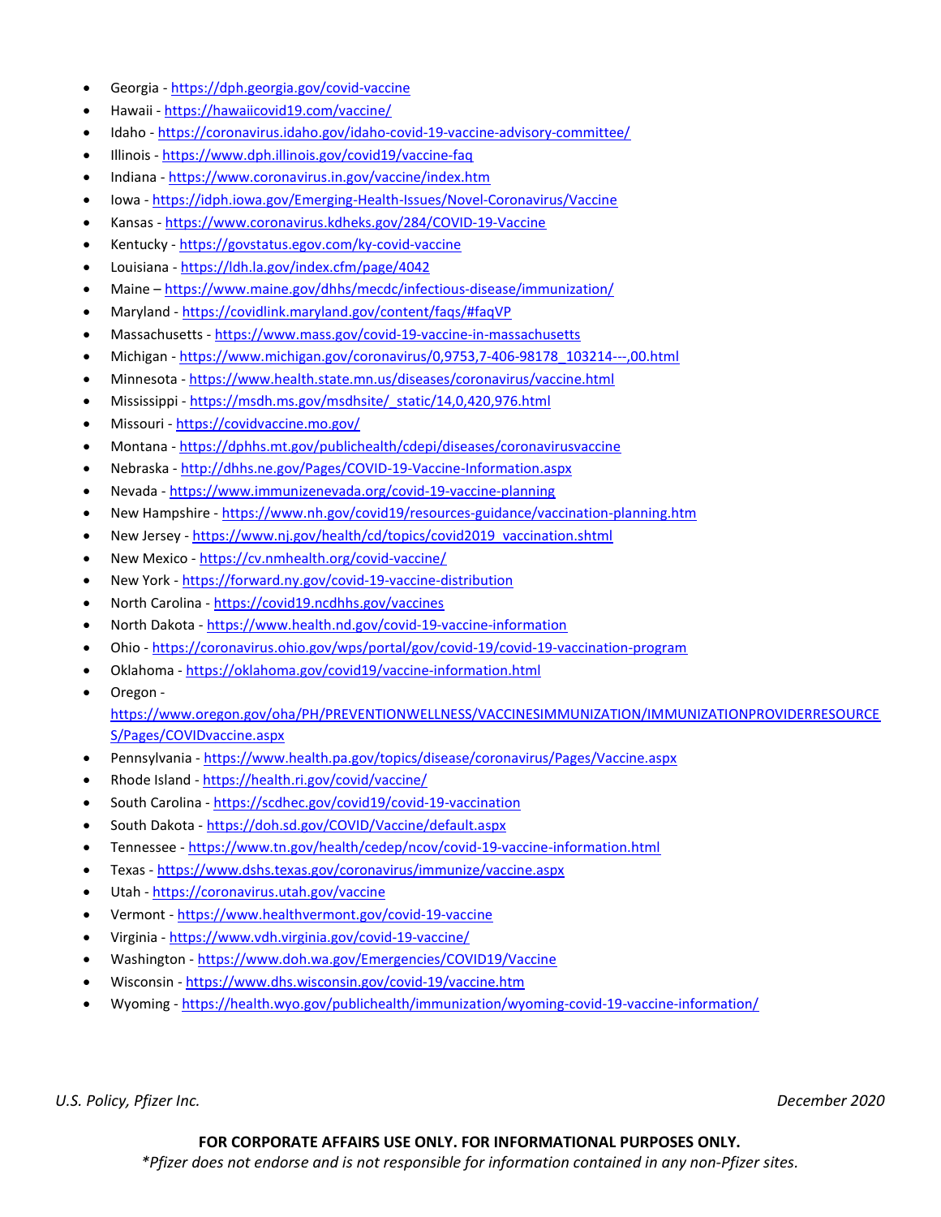- Georgia - https://dph.georgia.gov/covid-vaccine
- Hawaii - https://hawaiicovid19.com/vaccine/
- Idaho - https://coronavirus.idaho.gov/idaho-covid-19-vaccine-advisory-committee/
- Illinois - https://www.dph.illinois.gov/covid19/vaccine-faq
- Indiana - https://www.coronavirus.in.gov/vaccine/index.htm
- Iowa - https://idph.iowa.gov/Emerging-Health-Issues/Novel-Coronavirus/Vaccine
- Kansas - https://www.coronavirus.kdheks.gov/284/COVID-19-Vaccine
- Kentucky - https://govstatus.egov.com/ky-covid-vaccine
- Louisiana - https://ldh.la.gov/index.cfm/page/4042
- Maine – https://www.maine.gov/dhhs/mecdc/infectious-disease/immunization/
- Maryland - https://covidlink.maryland.gov/content/faqs/#faqVP
- Massachusetts - https://www.mass.gov/covid-19-vaccine-in-massachusetts
- Michigan - https://www.michigan.gov/coronavirus/0,9753,7-406-98178_103214---,00.html
- Minnesota - https://www.health.state.mn.us/diseases/coronavirus/vaccine.html
- Mississippi - https://msdh.ms.gov/msdhsite/_static/14,0,420,976.html
- Missouri - https://covidvaccine.mo.gov/
- Montana - https://dphhs.mt.gov/publichealth/cdepi/diseases/coronavirusvaccine
- Nebraska - http://dhhs.ne.gov/Pages/COVID-19-Vaccine-Information.aspx
- Nevada - https://www.immunizenevada.org/covid-19-vaccine-planning
- New Hampshire - https://www.nh.gov/covid19/resources-guidance/vaccination-planning.htm
- New Jersey - https://www.nj.gov/health/cd/topics/covid2019_vaccination.shtml
- New Mexico - https://cv.nmhealth.org/covid-vaccine/
- New York - https://forward.ny.gov/covid-19-vaccine-distribution
- North Carolina - https://covid19.ncdhhs.gov/vaccines
- North Dakota - https://www.health.nd.gov/covid-19-vaccine-information
- Ohio - https://coronavirus.ohio.gov/wps/portal/gov/covid-19/covid-19-vaccination-program
- Oklahoma - https://oklahoma.gov/covid19/vaccine-information.html
- Oregon - https://www.oregon.gov/oha/PH/PREVENTIONWELLNESS/VACCINESIMMUNIZATION/IMMUNIZATIONPROVIDERRESOURCES/Pages/COVIDvaccine.aspx
- Pennsylvania - https://www.health.pa.gov/topics/disease/coronavirus/Pages/Vaccine.aspx
- Rhode Island - https://health.ri.gov/covid/vaccine/
- South Carolina - https://scdhec.gov/covid19/covid-19-vaccination
- South Dakota - https://doh.sd.gov/COVID/Vaccine/default.aspx
- Tennessee - https://www.tn.gov/health/cedep/ncov/covid-19-vaccine-information.html
- Texas - https://www.dshs.texas.gov/coronavirus/immunize/vaccine.aspx
- Utah - https://coronavirus.utah.gov/vaccine
- Vermont - https://www.healthvermont.gov/covid-19-vaccine
- Virginia - https://www.vdh.virginia.gov/covid-19-vaccine/
- Washington - https://www.doh.wa.gov/Emergencies/COVID19/Vaccine
- Wisconsin - https://www.dhs.wisconsin.gov/covid-19/vaccine.htm
- Wyoming - https://health.wyo.gov/publichealth/immunization/wyoming-covid-19-vaccine-information/

*U.S. Policy, Pfizer Inc.* *December 2020*

**FOR CORPORATE AFFAIRS USE ONLY. FOR INFORMATIONAL PURPOSES ONLY.**

*\*Pfizer does not endorse and is not responsible for information contained in any non-Pfizer sites.*